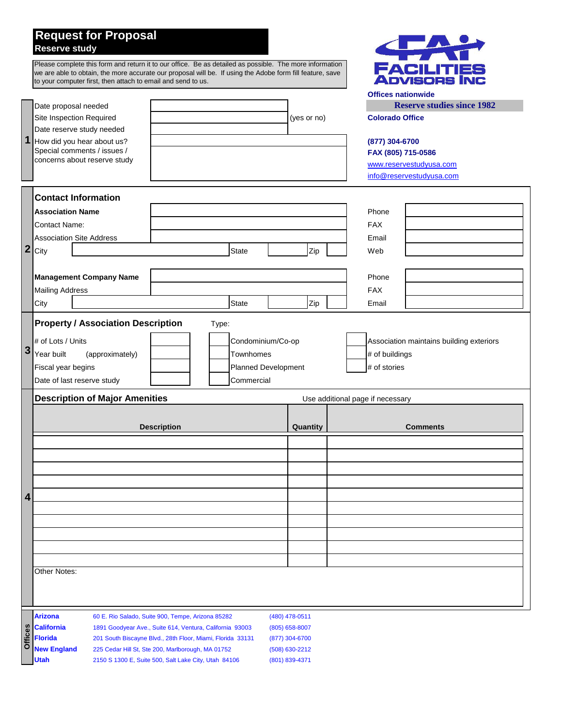# Request for Proposal
## Reserve study

Please complete this form and return it to our office. Be as detailed as possible. The more information we are able to obtain, the more accurate our proposal will be. If using the Adobe form fill feature, save to your computer first, then attach to email and send to us.

FACILITIES ADVISORS INC

**Offices nationwide**

**Reserve studies since 1982**

**Colorado Office**

**(877) 304-6700**

**FAX (805) 715-0586**

www.reservestudyusa.com

info@reservestudyusa.com

## 1

| | | |
|---|---|---|
| Date proposal needed | | |
| Site Inspection Required | | (yes or no) |
| Date reserve study needed | | |
| How did you hear about us? | | |
| Special comments / issues / concerns about reserve study | | |

## 2

### Contact Information

| | | | |
|---|---|---|---|
| **Association Name** | | Phone | |
| Contact Name: | | FAX | |
| Association Site Address | | Email | |
| City | State Zip | Web | |

| | | | |
|---|---|---|---|
| **Management Company Name** | | Phone | |
| Mailing Address | | FAX | |
| City | State Zip | Email | |

## 3

### Property / Association Description

Type:

| | | | | | |
|---|---|---|---|---|---|
| # of Lots / Units | | | Condominium/Co-op | | Association maintains building exteriors |
| Year built (approximately) | | | Townhomes | | # of buildings |
| Fiscal year begins | | | Planned Development | | # of stories |
| Date of last reserve study | | | Commercial | | |

## 4

### Description of Major Amenities

Use additional page if necessary

| Description | Quantity | Comments |
|---|---|---|
| | | |
| | | |
| | | |
| | | |
| | | |
| | | |
| | | |
| | | |
| | | |
| | | |

Other Notes:

## Offices

| | | |
|---|---|---|
| **Arizona** | 60 E. Rio Salado, Suite 900, Tempe, Arizona 85282 | (480) 478-0511 |
| **California** | 1891 Goodyear Ave., Suite 614, Ventura, California 93003 | (805) 658-8007 |
| **Florida** | 201 South Biscayne Blvd., 28th Floor, Miami, Florida 33131 | (877) 304-6700 |
| **New England** | 225 Cedar Hill St, Ste 200, Marlborough, MA 01752 | (508) 630-2212 |
| **Utah** | 2150 S 1300 E, Suite 500, Salt Lake City, Utah 84106 | (801) 839-4371 |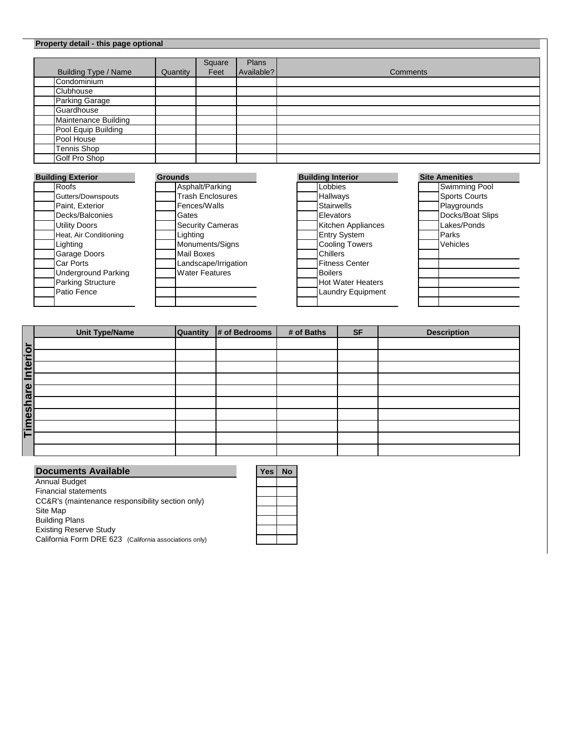**Property detail - this page optional**

| Building Type / Name | Quantity | Square Feet | Plans Available? | Comments |
|---|---|---|---|---|
| Condominium | | | | |
| Clubhouse | | | | |
| Parking Garage | | | | |
| Guardhouse | | | | |
| Maintenance Building | | | | |
| Pool Equip Building | | | | |
| Pool House | | | | |
| Tennis Shop | | | | |
| Golf Pro Shop | | | | |

| | Building Exterior | | Grounds | | Building Interior | | Site Amenities |
|---|---|---|---|---|---|---|---|
| | Roofs | | Asphalt/Parking | | Lobbies | | Swimming Pool |
| | Gutters/Downspouts | | Trash Enclosures | | Hallways | | Sports Courts |
| | Paint, Exterior | | Fences/Walls | | Stairwells | | Playgrounds |
| | Decks/Balconies | | Gates | | Elevators | | Docks/Boat Slips |
| | Utility Doors | | Security Cameras | | Kitchen Appliances | | Lakes/Ponds |
| | Heat, Air Conditioning | | Lighting | | Entry System | | Parks |
| | Lighting | | Monuments/Signs | | Cooling Towers | | Vehicles |
| | Garage Doors | | Mail Boxes | | Chillers | | |
| | Car Ports | | Landscape/Irrigation | | Fitness Center | | |
| | Underground Parking | | Water Features | | Boilers | | |
| | Parking Structure | | | | Hot Water Heaters | | |
| | Patio Fence | | | | Laundry Equipment | | |
| | | | | | | | |

**Timeshare Interior**

| Unit Type/Name | Quantity | # of Bedrooms | # of Baths | SF | Description |
|---|---|---|---|---|---|
| | | | | | |
| | | | | | |
| | | | | | |
| | | | | | |
| | | | | | |
| | | | | | |
| | | | | | |
| | | | | | |
| | | | | | |
| | | | | | |

| Documents Available | Yes | No |
|---|---|---|
| Annual Budget | | |
| Financial statements | | |
| CC&R's (maintenance responsibility section only) | | |
| Site Map | | |
| Building Plans | | |
| Existing Reserve Study | | |
| California Form DRE 623 (California associations only) | | |